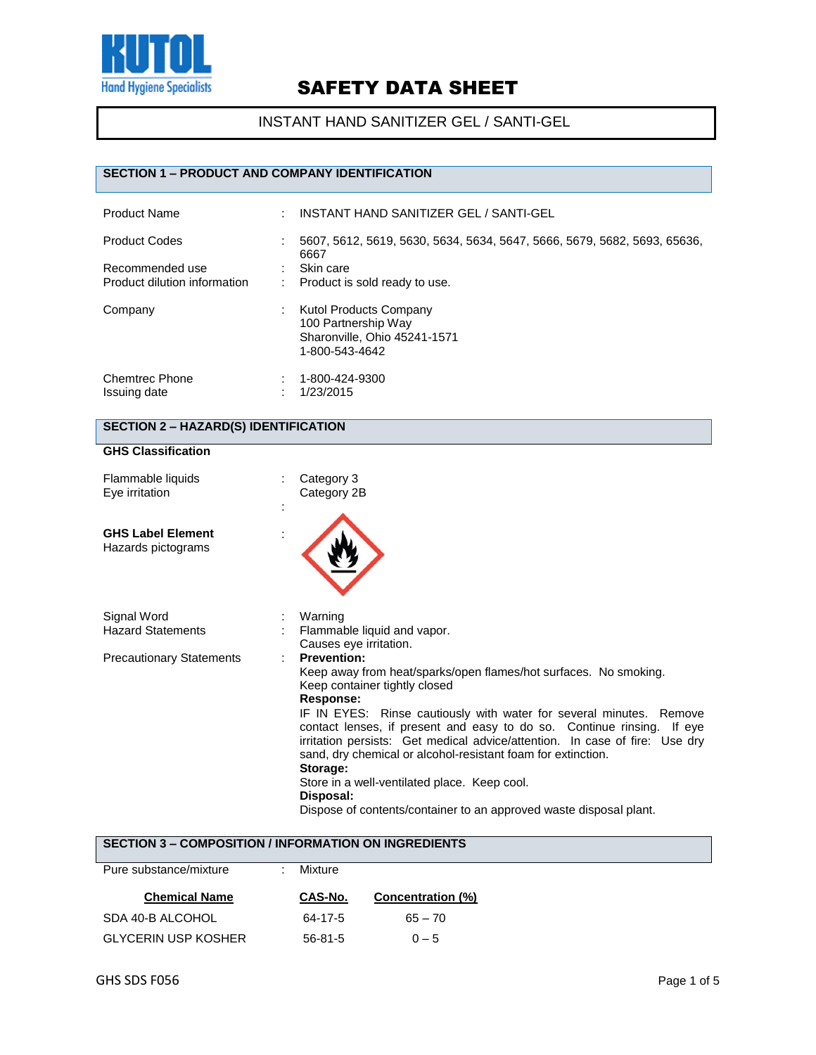KUTOL
Hand Hygiene Specialists

# SAFETY DATA SHEET

## INSTANT HAND SANITIZER GEL / SANTI-GEL

### SECTION 1 – PRODUCT AND COMPANY IDENTIFICATION

| | | |
|---|---|---|
| Product Name | : | INSTANT HAND SANITIZER GEL / SANTI-GEL |
| Product Codes | : | 5607, 5612, 5619, 5630, 5634, 5634, 5647, 5666, 5679, 5682, 5693, 65636, 6667 |
| Recommended use | : | Skin care |
| Product dilution information | : | Product is sold ready to use. |
| Company | : | Kutol Products Company<br>100 Partnership Way<br>Sharonville, Ohio 45241-1571<br>1-800-543-4642 |
| Chemtrec Phone | : | 1-800-424-9300 |
| Issuing date | : | 1/23/2015 |

### SECTION 2 – HAZARD(S) IDENTIFICATION

**GHS Classification**

| | | |
|---|---|---|
| Flammable liquids | : | Category 3 |
| Eye irritation | : | Category 2B |

**GHS Label Element**

Hazards pictograms :

| | | |
|---|---|---|
| Signal Word | : | Warning |
| Hazard Statements | : | Flammable liquid and vapor.<br>Causes eye irritation. |

Precautionary Statements :

**Prevention:**
Keep away from heat/sparks/open flames/hot surfaces. No smoking.
Keep container tightly closed

**Response:**
IF IN EYES: Rinse cautiously with water for several minutes. Remove contact lenses, if present and easy to do so. Continue rinsing. If eye irritation persists: Get medical advice/attention. In case of fire: Use dry sand, dry chemical or alcohol-resistant foam for extinction.

**Storage:**
Store in a well-ventilated place. Keep cool.

**Disposal:**
Dispose of contents/container to an approved waste disposal plant.

### SECTION 3 – COMPOSITION / INFORMATION ON INGREDIENTS

Pure substance/mixture : Mixture

| Chemical Name | CAS-No. | Concentration (%) |
|---|---|---|
| SDA 40-B ALCOHOL | 64-17-5 | 65 – 70 |
| GLYCERIN USP KOSHER | 56-81-5 | 0 – 5 |

GHS SDS F056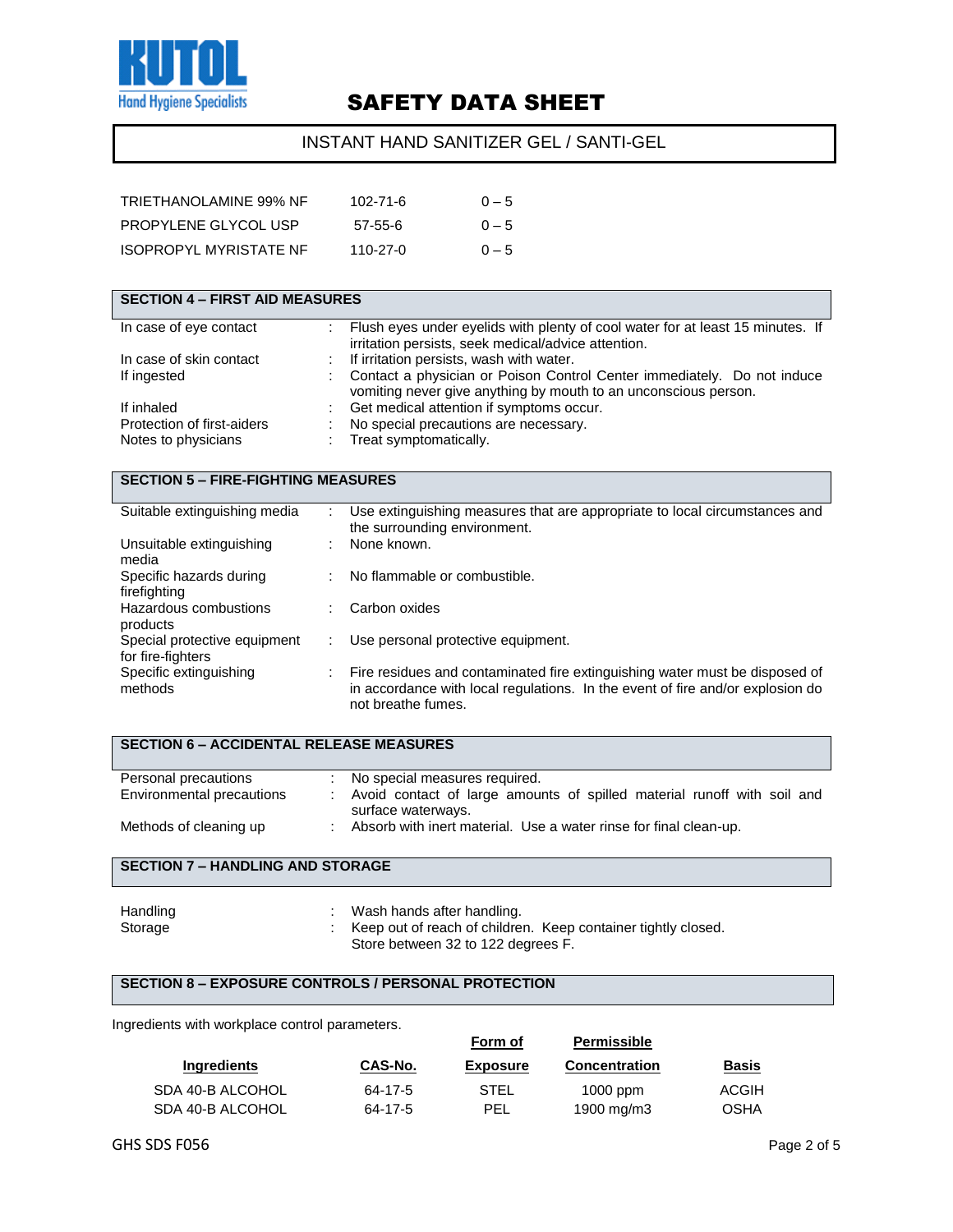| TRIETHANOLAMINE 99% NF | 102-71-6 | 0 – 5 |
|---|---|---|
| PROPYLENE GLYCOL USP | 57-55-6 | 0 – 5 |
| ISOPROPYL MYRISTATE NF | 110-27-0 | 0 – 5 |

## SECTION 4 – FIRST AID MEASURES

| | | |
|---|---|---|
| In case of eye contact | : | Flush eyes under eyelids with plenty of cool water for at least 15 minutes. If irritation persists, seek medical/advice attention. |
| In case of skin contact | : | If irritation persists, wash with water. |
| If ingested | : | Contact a physician or Poison Control Center immediately. Do not induce vomiting never give anything by mouth to an unconscious person. |
| If inhaled | : | Get medical attention if symptoms occur. |
| Protection of first-aiders | : | No special precautions are necessary. |
| Notes to physicians | : | Treat symptomatically. |

## SECTION 5 – FIRE-FIGHTING MEASURES

| | | |
|---|---|---|
| Suitable extinguishing media | : | Use extinguishing measures that are appropriate to local circumstances and the surrounding environment. |
| Unsuitable extinguishing media | : | None known. |
| Specific hazards during firefighting | : | No flammable or combustible. |
| Hazardous combustions products | : | Carbon oxides |
| Special protective equipment for fire-fighters | : | Use personal protective equipment. |
| Specific extinguishing methods | : | Fire residues and contaminated fire extinguishing water must be disposed of in accordance with local regulations. In the event of fire and/or explosion do not breathe fumes. |

## SECTION 6 – ACCIDENTAL RELEASE MEASURES

| | | |
|---|---|---|
| Personal precautions | : | No special measures required. |
| Environmental precautions | : | Avoid contact of large amounts of spilled material runoff with soil and surface waterways. |
| Methods of cleaning up | : | Absorb with inert material. Use a water rinse for final clean-up. |

## SECTION 7 – HANDLING AND STORAGE

| | | |
|---|---|---|
| Handling | : | Wash hands after handling. |
| Storage | : | Keep out of reach of children. Keep container tightly closed. Store between 32 to 122 degrees F. |

## SECTION 8 – EXPOSURE CONTROLS / PERSONAL PROTECTION

Ingredients with workplace control parameters.

| Ingredients | CAS-No. | Form of Exposure | Permissible Concentration | Basis |
|---|---|---|---|---|
| SDA 40-B ALCOHOL | 64-17-5 | STEL | 1000 ppm | ACGIH |
| SDA 40-B ALCOHOL | 64-17-5 | PEL | 1900 mg/m3 | OSHA |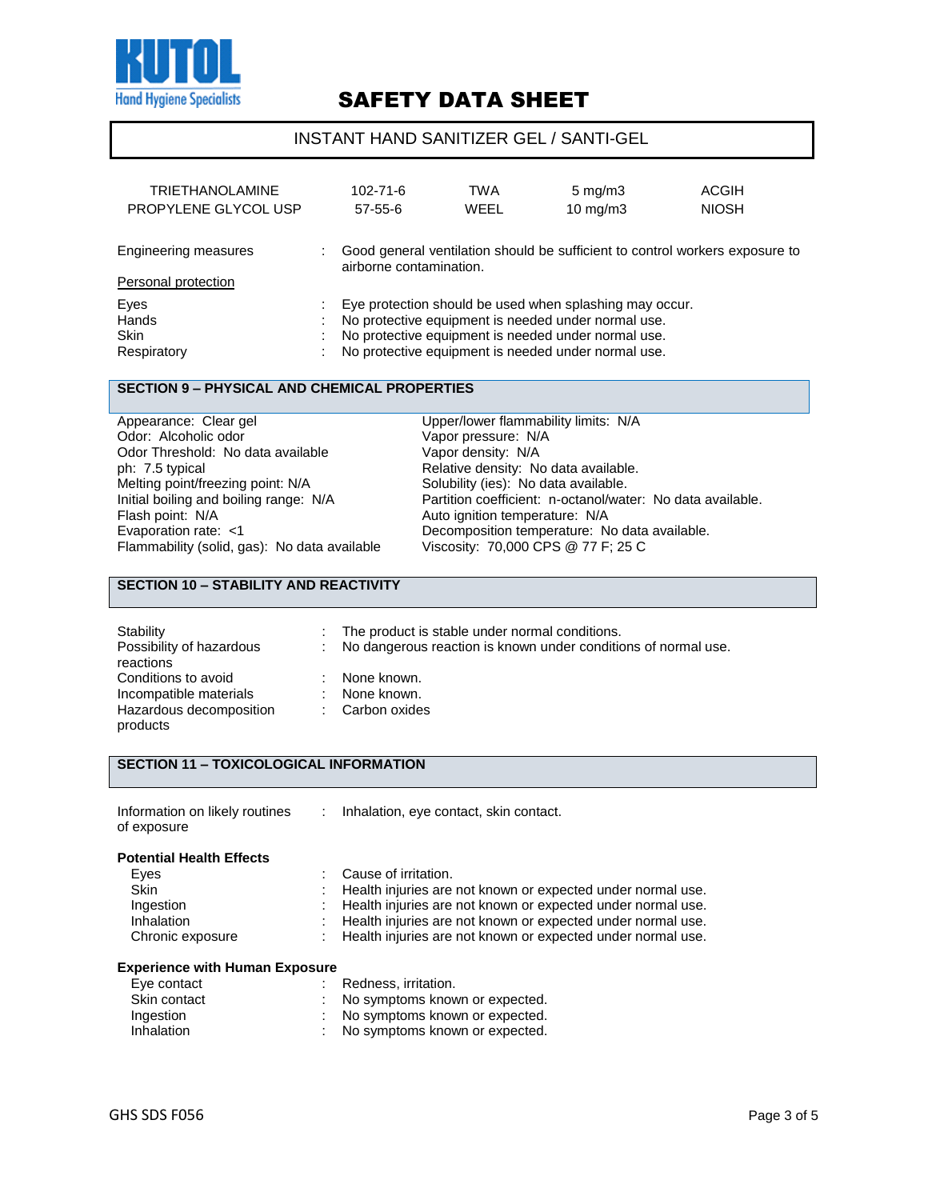| | | | | |
|---|---|---|---|---|
| TRIETHANOLAMINE | 102-71-6 | TWA | 5 mg/m3 | ACGIH |
| PROPYLENE GLYCOL USP | 57-55-6 | WEEL | 10 mg/m3 | NIOSH |

Engineering measures : Good general ventilation should be sufficient to control workers exposure to airborne contamination.

Personal protection

Eyes : Eye protection should be used when splashing may occur.
Hands : No protective equipment is needed under normal use.
Skin : No protective equipment is needed under normal use.
Respiratory : No protective equipment is needed under normal use.

## SECTION 9 – PHYSICAL AND CHEMICAL PROPERTIES

Appearance: Clear gel
Odor: Alcoholic odor
Odor Threshold: No data available
ph: 7.5 typical
Melting point/freezing point: N/A
Initial boiling and boiling range: N/A
Flash point: N/A
Evaporation rate: <1
Flammability (solid, gas): No data available
Upper/lower flammability limits: N/A
Vapor pressure: N/A
Vapor density: N/A
Relative density: No data available.
Solubility (ies): No data available.
Partition coefficient: n-octanol/water: No data available.
Auto ignition temperature: N/A
Decomposition temperature: No data available.
Viscosity: 70,000 CPS @ 77 F; 25 C

## SECTION 10 – STABILITY AND REACTIVITY

Stability : The product is stable under normal conditions.
Possibility of hazardous reactions : No dangerous reaction is known under conditions of normal use.
Conditions to avoid : None known.
Incompatible materials : None known.
Hazardous decomposition products : Carbon oxides

## SECTION 11 – TOXICOLOGICAL INFORMATION

Information on likely routines of exposure : Inhalation, eye contact, skin contact.

**Potential Health Effects**

Eyes : Cause of irritation.
Skin : Health injuries are not known or expected under normal use.
Ingestion : Health injuries are not known or expected under normal use.
Inhalation : Health injuries are not known or expected under normal use.
Chronic exposure : Health injuries are not known or expected under normal use.

**Experience with Human Exposure**

Eye contact : Redness, irritation.
Skin contact : No symptoms known or expected.
Ingestion : No symptoms known or expected.
Inhalation : No symptoms known or expected.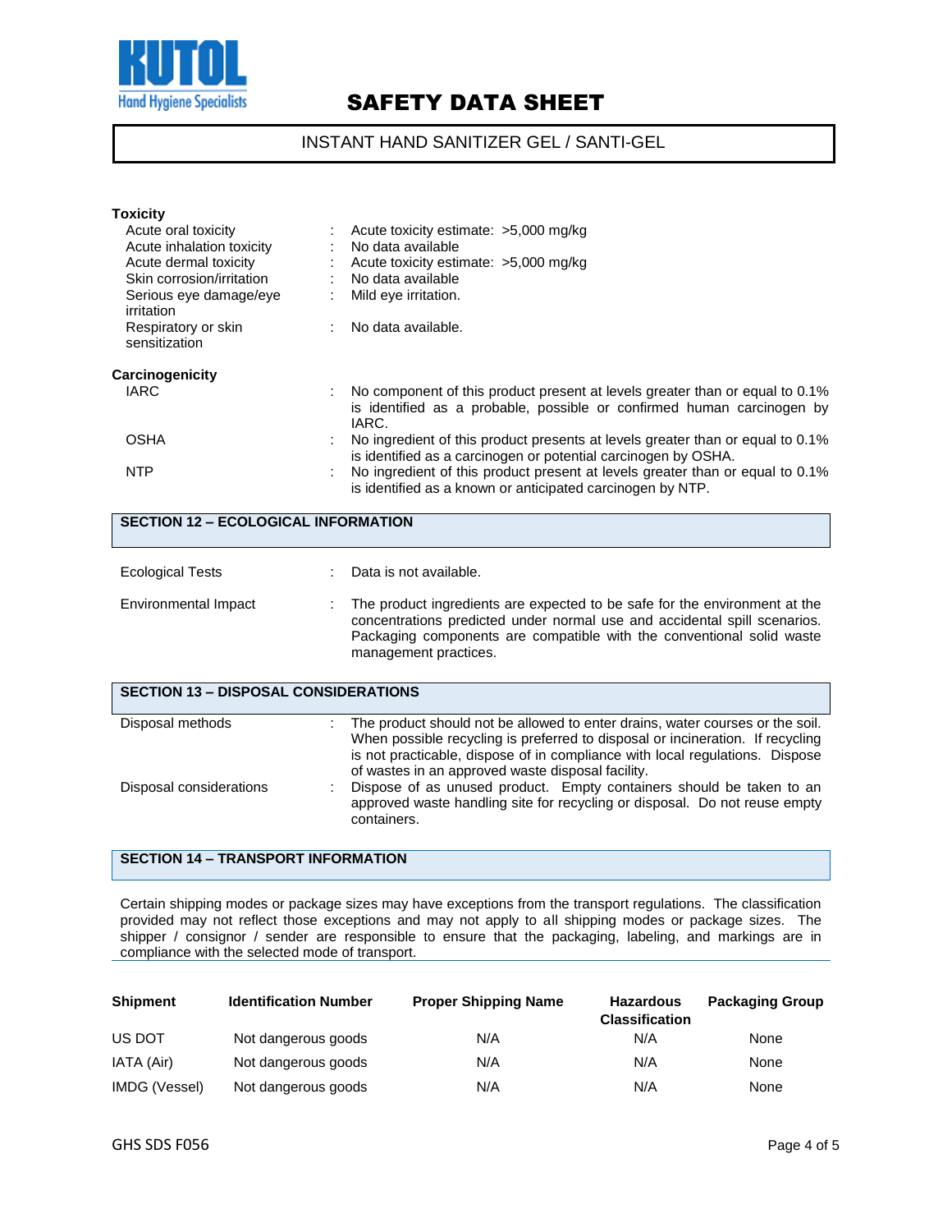### Toxicity

| | | |
|---|---|---|
| Acute oral toxicity | : | Acute toxicity estimate: >5,000 mg/kg |
| Acute inhalation toxicity | : | No data available |
| Acute dermal toxicity | : | Acute toxicity estimate: >5,000 mg/kg |
| Skin corrosion/irritation | : | No data available |
| Serious eye damage/eye irritation | : | Mild eye irritation. |
| Respiratory or skin sensitization | : | No data available. |

### Carcinogenicity

| | | |
|---|---|---|
| IARC | : | No component of this product present at levels greater than or equal to 0.1% is identified as a probable, possible or confirmed human carcinogen by IARC. |
| OSHA | : | No ingredient of this product presents at levels greater than or equal to 0.1% is identified as a carcinogen or potential carcinogen by OSHA. |
| NTP | : | No ingredient of this product present at levels greater than or equal to 0.1% is identified as a known or anticipated carcinogen by NTP. |

## SECTION 12 – ECOLOGICAL INFORMATION

| | | |
|---|---|---|
| Ecological Tests | : | Data is not available. |
| Environmental Impact | : | The product ingredients are expected to be safe for the environment at the concentrations predicted under normal use and accidental spill scenarios. Packaging components are compatible with the conventional solid waste management practices. |

## SECTION 13 – DISPOSAL CONSIDERATIONS

| | | |
|---|---|---|
| Disposal methods | : | The product should not be allowed to enter drains, water courses or the soil. When possible recycling is preferred to disposal or incineration. If recycling is not practicable, dispose of in compliance with local regulations. Dispose of wastes in an approved waste disposal facility. |
| Disposal considerations | : | Dispose of as unused product. Empty containers should be taken to an approved waste handling site for recycling or disposal. Do not reuse empty containers. |

## SECTION 14 – TRANSPORT INFORMATION

Certain shipping modes or package sizes may have exceptions from the transport regulations. The classification provided may not reflect those exceptions and may not apply to all shipping modes or package sizes. The shipper / consignor / sender are responsible to ensure that the packaging, labeling, and markings are in compliance with the selected mode of transport.

| Shipment | Identification Number | Proper Shipping Name | Hazardous Classification | Packaging Group |
|---|---|---|---|---|
| US DOT | Not dangerous goods | N/A | N/A | None |
| IATA (Air) | Not dangerous goods | N/A | N/A | None |
| IMDG (Vessel) | Not dangerous goods | N/A | N/A | None |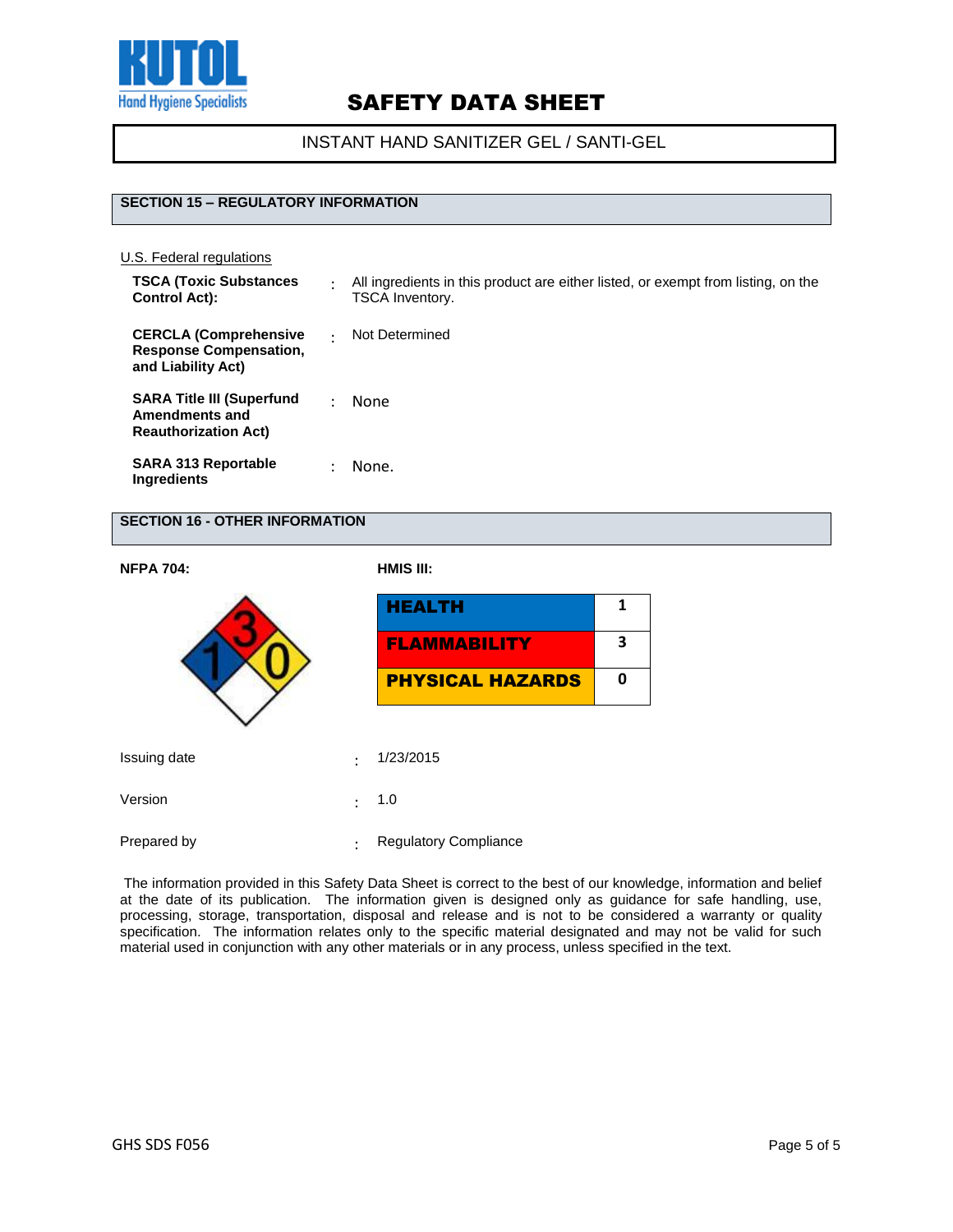# SAFETY DATA SHEET

INSTANT HAND SANITIZER GEL / SANTI-GEL

## SECTION 15 – REGULATORY INFORMATION

U.S. Federal regulations

**TSCA (Toxic Substances Control Act):** : All ingredients in this product are either listed, or exempt from listing, on the TSCA Inventory.

**CERCLA (Comprehensive Response Compensation, and Liability Act)** : Not Determined

**SARA Title III (Superfund Amendments and Reauthorization Act)** : None

**SARA 313 Reportable Ingredients** : None.

## SECTION 16 - OTHER INFORMATION

**NFPA 704:**

3
1 0

**HMIS III:**

| | |
|---|---|
| HEALTH | 1 |
| FLAMMABILITY | 3 |
| PHYSICAL HAZARDS | 0 |

Issuing date : 1/23/2015

Version : 1.0

Prepared by : Regulatory Compliance

The information provided in this Safety Data Sheet is correct to the best of our knowledge, information and belief at the date of its publication. The information given is designed only as guidance for safe handling, use, processing, storage, transportation, disposal and release and is not to be considered a warranty or quality specification. The information relates only to the specific material designated and may not be valid for such material used in conjunction with any other materials or in any process, unless specified in the text.

GHS SDS F056